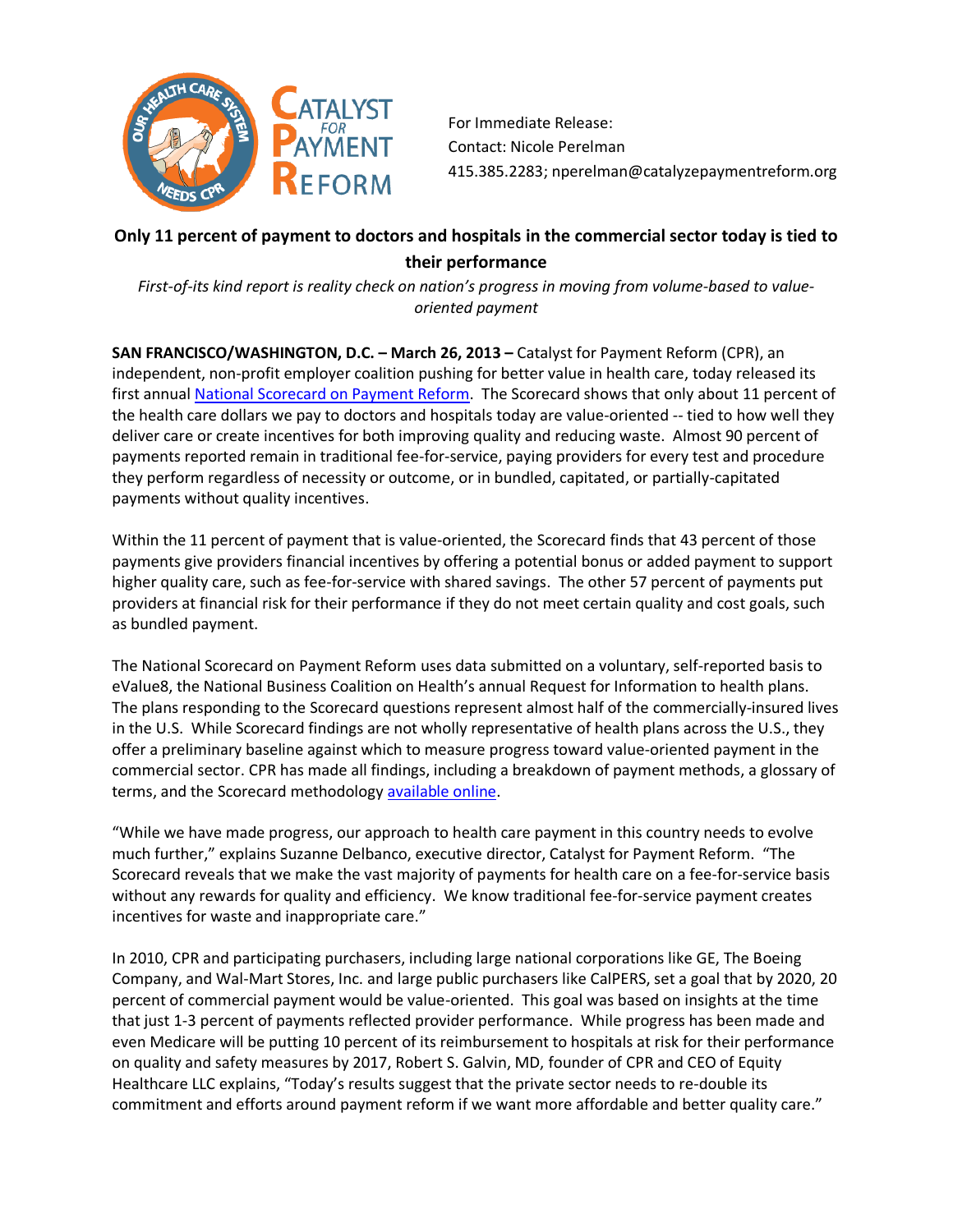Catalyst for Payment Reform

For Immediate Release:
Contact: Nicole Perelman
415.385.2283; nperelman@catalyzepaymentreform.org

## Only 11 percent of payment to doctors and hospitals in the commercial sector today is tied to their performance

*First-of-its kind report is reality check on nation's progress in moving from volume-based to value-oriented payment*

**SAN FRANCISCO/WASHINGTON, D.C. – March 26, 2013 –** Catalyst for Payment Reform (CPR), an independent, non-profit employer coalition pushing for better value in health care, today released its first annual National Scorecard on Payment Reform. The Scorecard shows that only about 11 percent of the health care dollars we pay to doctors and hospitals today are value-oriented -- tied to how well they deliver care or create incentives for both improving quality and reducing waste. Almost 90 percent of payments reported remain in traditional fee-for-service, paying providers for every test and procedure they perform regardless of necessity or outcome, or in bundled, capitated, or partially-capitated payments without quality incentives.

Within the 11 percent of payment that is value-oriented, the Scorecard finds that 43 percent of those payments give providers financial incentives by offering a potential bonus or added payment to support higher quality care, such as fee-for-service with shared savings. The other 57 percent of payments put providers at financial risk for their performance if they do not meet certain quality and cost goals, such as bundled payment.

The National Scorecard on Payment Reform uses data submitted on a voluntary, self-reported basis to eValue8, the National Business Coalition on Health's annual Request for Information to health plans. The plans responding to the Scorecard questions represent almost half of the commercially-insured lives in the U.S. While Scorecard findings are not wholly representative of health plans across the U.S., they offer a preliminary baseline against which to measure progress toward value-oriented payment in the commercial sector. CPR has made all findings, including a breakdown of payment methods, a glossary of terms, and the Scorecard methodology available online.

"While we have made progress, our approach to health care payment in this country needs to evolve much further," explains Suzanne Delbanco, executive director, Catalyst for Payment Reform. "The Scorecard reveals that we make the vast majority of payments for health care on a fee-for-service basis without any rewards for quality and efficiency. We know traditional fee-for-service payment creates incentives for waste and inappropriate care."

In 2010, CPR and participating purchasers, including large national corporations like GE, The Boeing Company, and Wal-Mart Stores, Inc. and large public purchasers like CalPERS, set a goal that by 2020, 20 percent of commercial payment would be value-oriented. This goal was based on insights at the time that just 1-3 percent of payments reflected provider performance. While progress has been made and even Medicare will be putting 10 percent of its reimbursement to hospitals at risk for their performance on quality and safety measures by 2017, Robert S. Galvin, MD, founder of CPR and CEO of Equity Healthcare LLC explains, "Today's results suggest that the private sector needs to re-double its commitment and efforts around payment reform if we want more affordable and better quality care."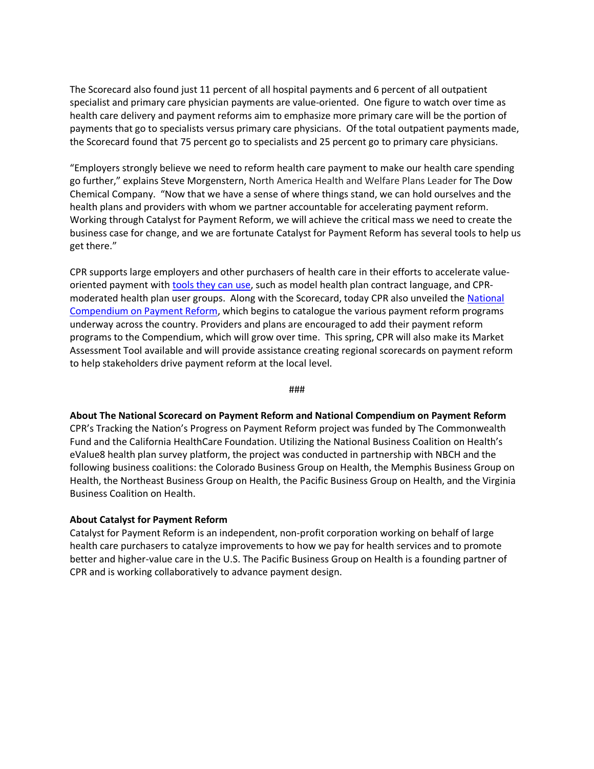The Scorecard also found just 11 percent of all hospital payments and 6 percent of all outpatient specialist and primary care physician payments are value-oriented. One figure to watch over time as health care delivery and payment reforms aim to emphasize more primary care will be the portion of payments that go to specialists versus primary care physicians. Of the total outpatient payments made, the Scorecard found that 75 percent go to specialists and 25 percent go to primary care physicians.

"Employers strongly believe we need to reform health care payment to make our health care spending go further," explains Steve Morgenstern, North America Health and Welfare Plans Leader for The Dow Chemical Company. "Now that we have a sense of where things stand, we can hold ourselves and the health plans and providers with whom we partner accountable for accelerating payment reform. Working through Catalyst for Payment Reform, we will achieve the critical mass we need to create the business case for change, and we are fortunate Catalyst for Payment Reform has several tools to help us get there."

CPR supports large employers and other purchasers of health care in their efforts to accelerate value-oriented payment with tools they can use, such as model health plan contract language, and CPR-moderated health plan user groups. Along with the Scorecard, today CPR also unveiled the National Compendium on Payment Reform, which begins to catalogue the various payment reform programs underway across the country. Providers and plans are encouraged to add their payment reform programs to the Compendium, which will grow over time. This spring, CPR will also make its Market Assessment Tool available and will provide assistance creating regional scorecards on payment reform to help stakeholders drive payment reform at the local level.

###

**About The National Scorecard on Payment Reform and National Compendium on Payment Reform**
CPR's Tracking the Nation's Progress on Payment Reform project was funded by The Commonwealth Fund and the California HealthCare Foundation. Utilizing the National Business Coalition on Health's eValue8 health plan survey platform, the project was conducted in partnership with NBCH and the following business coalitions: the Colorado Business Group on Health, the Memphis Business Group on Health, the Northeast Business Group on Health, the Pacific Business Group on Health, and the Virginia Business Coalition on Health.

**About Catalyst for Payment Reform**
Catalyst for Payment Reform is an independent, non-profit corporation working on behalf of large health care purchasers to catalyze improvements to how we pay for health services and to promote better and higher-value care in the U.S. The Pacific Business Group on Health is a founding partner of CPR and is working collaboratively to advance payment design.